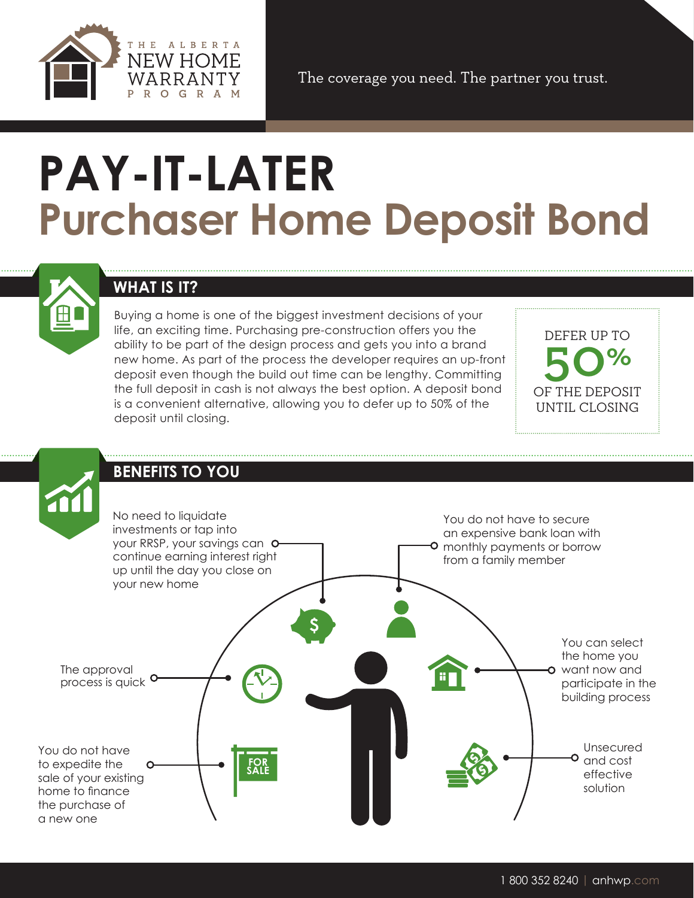THE ALBERTA NEW HOME WARRANTY PROGRAM

The coverage you need. The partner you trust.

# PAY-IT-LATER
# Purchaser Home Deposit Bond

## WHAT IS IT?

Buying a home is one of the biggest investment decisions of your life, an exciting time. Purchasing pre-construction offers you the ability to be part of the design process and gets you into a brand new home. As part of the process the developer requires an up-front deposit even though the build out time can be lengthy. Committing the full deposit in cash is not always the best option. A deposit bond is a convenient alternative, allowing you to defer up to 50% of the deposit until closing.

DEFER UP TO **50%** OF THE DEPOSIT UNTIL CLOSING

## BENEFITS TO YOU

- No need to liquidate investments or tap into your RRSP, your savings can continue earning interest right up until the day you close on your new home
- You do not have to secure an expensive bank loan with monthly payments or borrow from a family member
- The approval process is quick
- You can select the home you want now and participate in the building process
- You do not have to expedite the sale of your existing home to finance the purchase of a new one
- Unsecured and cost effective solution

1 800 352 8240 | anhwp.com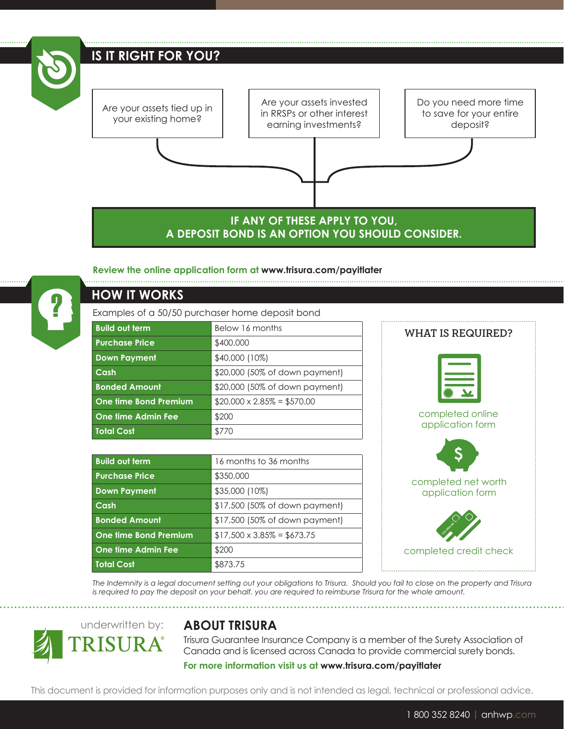## IS IT RIGHT FOR YOU?

- Are your assets tied up in your existing home?
- Are your assets invested in RRSPs or other interest earning investments?
- Do you need more time to save for your entire deposit?

**IF ANY OF THESE APPLY TO YOU, A DEPOSIT BOND IS AN OPTION YOU SHOULD CONSIDER.**

**Review the online application form at www.trisura.com/payitlater**

## HOW IT WORKS

Examples of a 50/50 purchaser home deposit bond

| | |
|---|---|
| **Build out term** | Below 16 months |
| **Purchase Price** | $400,000 |
| **Down Payment** | $40,000 (10%) |
| **Cash** | $20,000 (50% of down payment) |
| **Bonded Amount** | $20,000 (50% of down payment) |
| **One time Bond Premium** | $20,000 x 2.85% = $570.00 |
| **One time Admin Fee** | $200 |
| **Total Cost** | $770 |

| | |
|---|---|
| **Build out term** | 16 months to 36 months |
| **Purchase Price** | $350,000 |
| **Down Payment** | $35,000 (10%) |
| **Cash** | $17,500 (50% of down payment) |
| **Bonded Amount** | $17,500 (50% of down payment) |
| **One time Bond Premium** | $17,500 x 3.85% = $673.75 |
| **One time Admin Fee** | $200 |
| **Total Cost** | $873.75 |

### WHAT IS REQUIRED?

- completed online application form
- completed net worth application form
- completed credit check

*The Indemnity is a legal document setting out your obligations to Trisura. Should you fail to close on the property and Trisura is required to pay the deposit on your behalf, you are required to reimburse Trisura for the whole amount.*

underwritten by: TRISURA®

## ABOUT TRISURA

Trisura Guarantee Insurance Company is a member of the Surety Association of Canada and is licensed across Canada to provide commercial surety bonds.

**For more information visit us at www.trisura.com/payitlater**

This document is provided for information purposes only and is not intended as legal, technical or professional advice.

1 800 352 8240 | anhwp.com